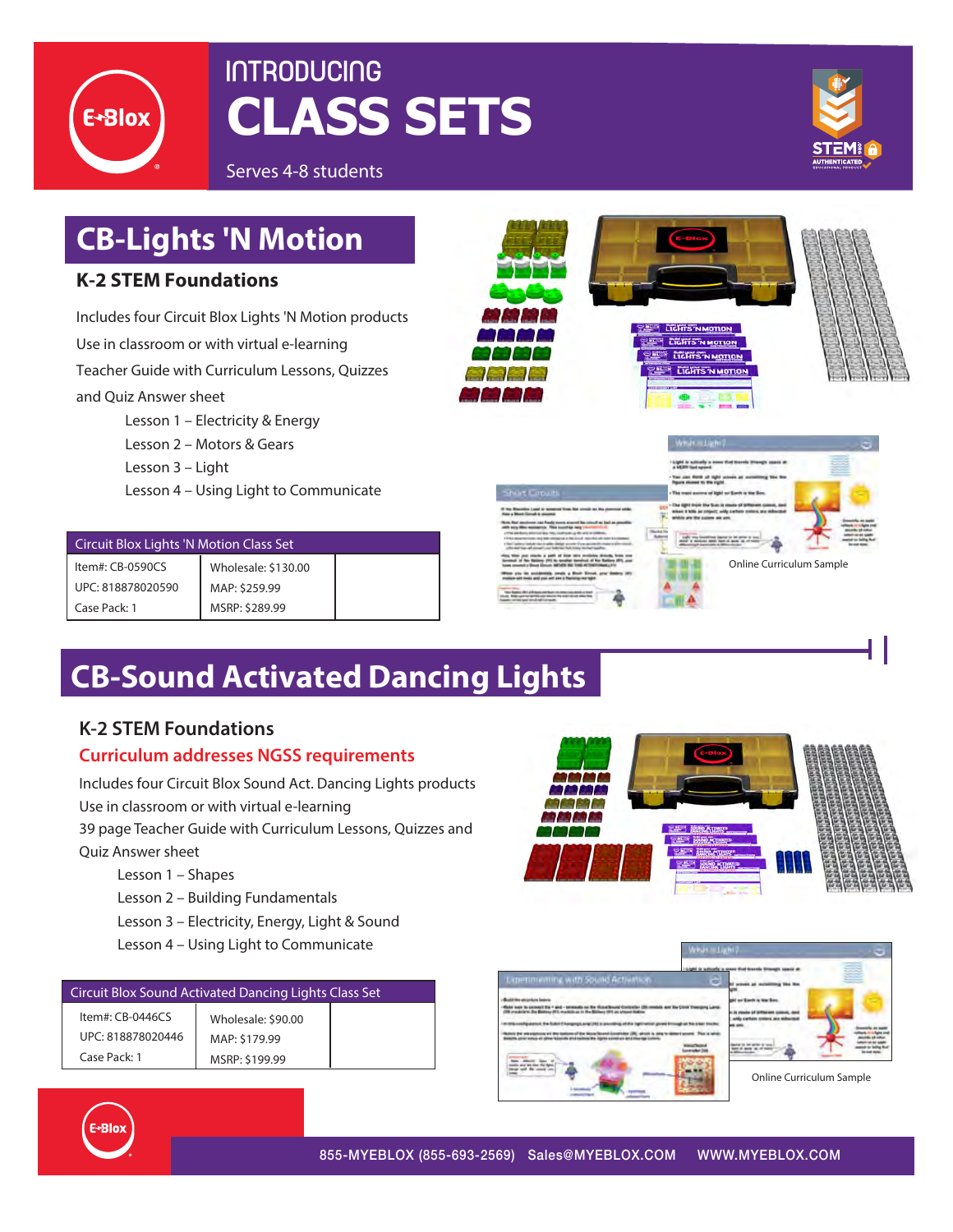# INTRODUCING CLASS SETS

Serves 4-8 students

## CB-Lights 'N Motion

### K-2 STEM Foundations

Includes four Circuit Blox Lights 'N Motion products
Use in classroom or with virtual e-learning
Teacher Guide with Curriculum Lessons, Quizzes and Quiz Answer sheet

- Lesson 1 – Electricity & Energy
- Lesson 2 – Motors & Gears
- Lesson 3 – Light
- Lesson 4 – Using Light to Communicate

| Circuit Blox Lights 'N Motion Class Set | | |
|---|---|---|
| Item#: CB-0590CS | Wholesale: $130.00 | |
| UPC: 818878020590 | MAP: $259.99 | |
| Case Pack: 1 | MSRP: $289.99 | |

Online Curriculum Sample

## CB-Sound Activated Dancing Lights

### K-2 STEM Foundations

**Curriculum addresses NGSS requirements**

Includes four Circuit Blox Sound Act. Dancing Lights products
Use in classroom or with virtual e-learning
39 page Teacher Guide with Curriculum Lessons, Quizzes and Quiz Answer sheet

- Lesson 1 – Shapes
- Lesson 2 – Building Fundamentals
- Lesson 3 – Electricity, Energy, Light & Sound
- Lesson 4 – Using Light to Communicate

| Circuit Blox Sound Activated Dancing Lights Class Set | | |
|---|---|---|
| Item#: CB-0446CS | Wholesale: $90.00 | |
| UPC: 818878020446 | MAP: $179.99 | |
| Case Pack: 1 | MSRP: $199.99 | |

Online Curriculum Sample

855-MYEBLOX (855-693-2569) Sales@MYEBLOX.COM WWW.MYEBLOX.COM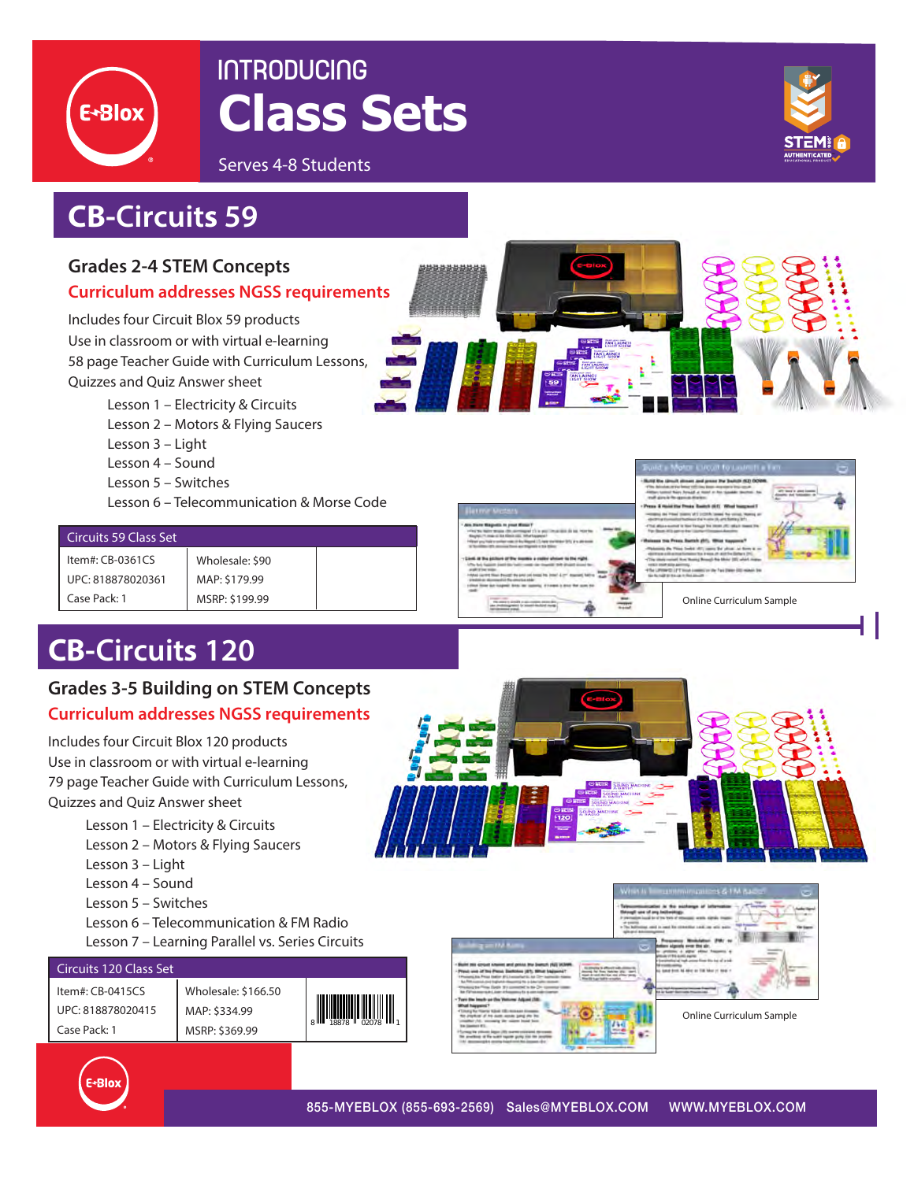# INTRODUCING Class Sets

Serves 4-8 Students

## CB-Circuits 59

### Grades 2-4 STEM Concepts

**Curriculum addresses NGSS requirements**

Includes four Circuit Blox 59 products
Use in classroom or with virtual e-learning
58 page Teacher Guide with Curriculum Lessons, Quizzes and Quiz Answer sheet

- Lesson 1 – Electricity & Circuits
- Lesson 2 – Motors & Flying Saucers
- Lesson 3 – Light
- Lesson 4 – Sound
- Lesson 5 – Switches
- Lesson 6 – Telecommunication & Morse Code

| Circuits 59 Class Set | | |
|---|---|---|
| Item#: CB-0361CS | Wholesale: $90 | |
| UPC: 818878020361 | MAP: $179.99 | |
| Case Pack: 1 | MSRP: $199.99 | |

Online Curriculum Sample

## CB-Circuits 120

### Grades 3-5 Building on STEM Concepts

**Curriculum addresses NGSS requirements**

Includes four Circuit Blox 120 products
Use in classroom or with virtual e-learning
79 page Teacher Guide with Curriculum Lessons, Quizzes and Quiz Answer sheet

- Lesson 1 – Electricity & Circuits
- Lesson 2 – Motors & Flying Saucers
- Lesson 3 – Light
- Lesson 4 – Sound
- Lesson 5 – Switches
- Lesson 6 – Telecommunication & FM Radio
- Lesson 7 – Learning Parallel vs. Series Circuits

| Circuits 120 Class Set | | |
|---|---|---|
| Item#: CB-0415CS | Wholesale: $166.50 | 8 18878 02078 1 |
| UPC: 818878020415 | MAP: $334.99 | |
| Case Pack: 1 | MSRP: $369.99 | |

Online Curriculum Sample

855-MYEBLOX (855-693-2569) Sales@MYEBLOX.COM WWW.MYEBLOX.COM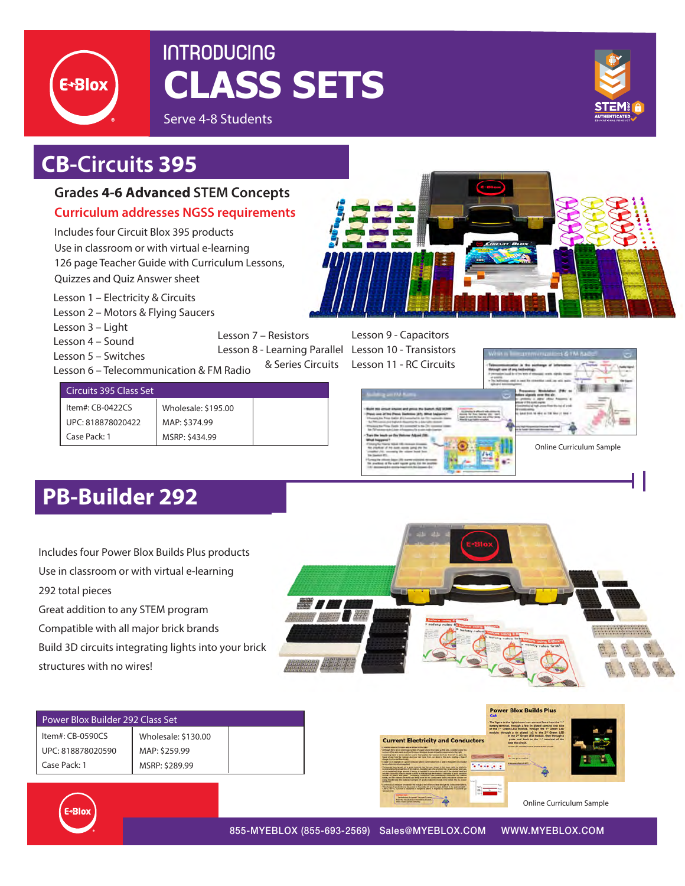# INTRODUCING CLASS SETS

Serve 4-8 Students

## CB-Circuits 395

### Grades 4-6 **Advanced** STEM Concepts

**Curriculum addresses NGSS requirements**

Includes four Circuit Blox 395 products
Use in classroom or with virtual e-learning
126 page Teacher Guide with Curriculum Lessons, Quizzes and Quiz Answer sheet

Lesson 1 – Electricity & Circuits
Lesson 2 – Motors & Flying Saucers
Lesson 3 – Light
Lesson 4 – Sound
Lesson 5 – Switches
Lesson 6 – Telecommunication & FM Radio
Lesson 7 – Resistors
Lesson 8 - Learning Parallel & Series Circuits
Lesson 9 - Capacitors
Lesson 10 - Transistors
Lesson 11 - RC Circuits

| Circuits 395 Class Set | |
|---|---|
| Item#: CB-0422CS | Wholesale: $195.00 |
| UPC: 818878020422 | MAP: $374.99 |
| Case Pack: 1 | MSRP: $434.99 |

Online Curriculum Sample

## PB-Builder 292

Includes four Power Blox Builds Plus products
Use in classroom or with virtual e-learning
292 total pieces
Great addition to any STEM program
Compatible with all major brick brands
Build 3D circuits integrating lights into your brick structures with no wires!

| Power Blox Builder 292 Class Set | |
|---|---|
| Item#: CB-0590CS | Wholesale: $130.00 |
| UPC: 818878020590 | MAP: $259.99 |
| Case Pack: 1 | MSRP: $289.99 |

Online Curriculum Sample

855-MYEBLOX (855-693-2569) Sales@MYEBLOX.COM WWW.MYEBLOX.COM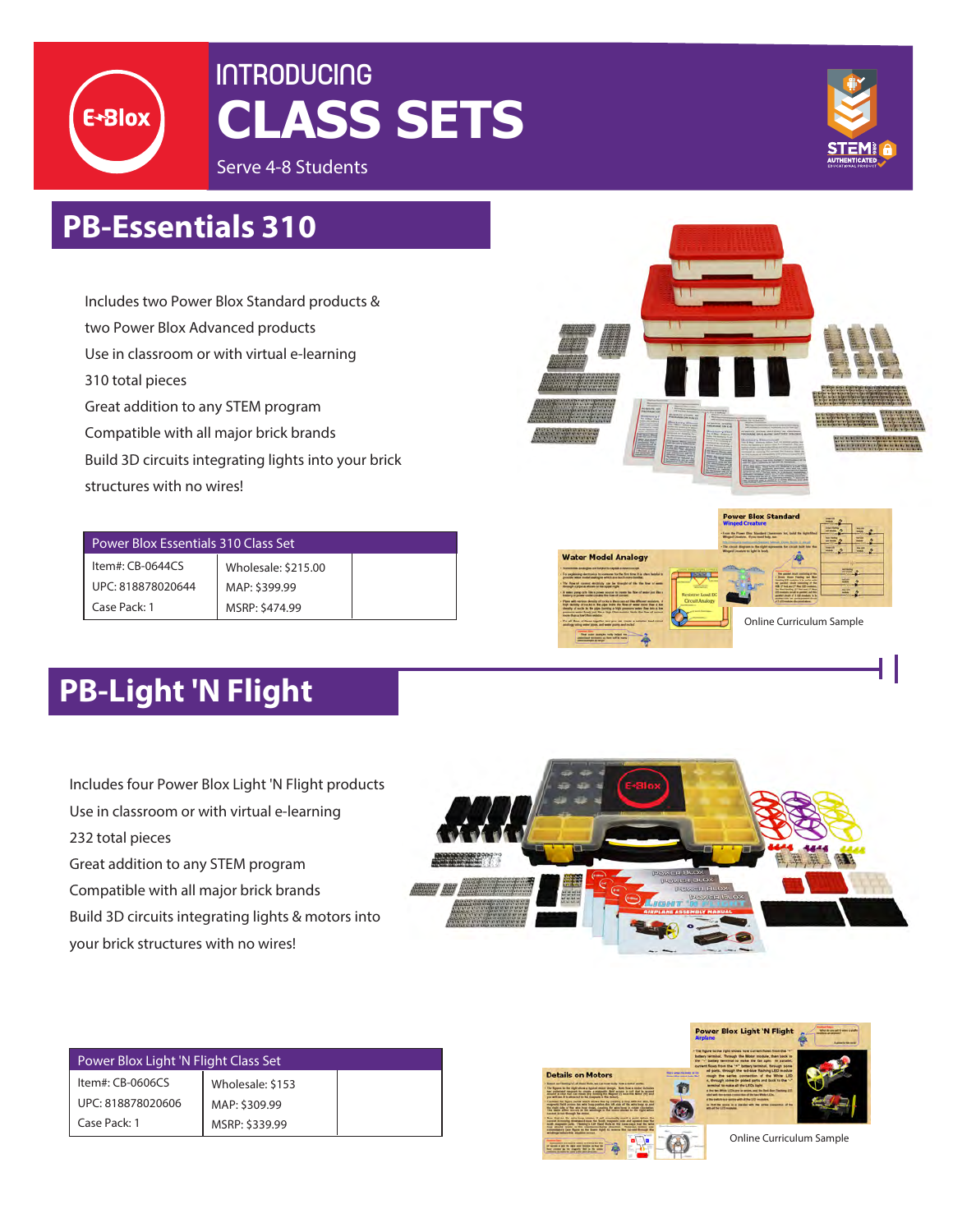# INTRODUCING CLASS SETS

Serve 4-8 Students

## PB-Essentials 310

Includes two Power Blox Standard products & two Power Blox Advanced products
Use in classroom or with virtual e-learning
310 total pieces
Great addition to any STEM program
Compatible with all major brick brands
Build 3D circuits integrating lights into your brick structures with no wires!

| Power Blox Essentials 310 Class Set | | |
|---|---|---|
| Item#: CB-0644CS | Wholesale: $215.00 | |
| UPC: 818878020644 | MAP: $399.99 | |
| Case Pack: 1 | MSRP: $474.99 | |

Online Curriculum Sample

## PB-Light 'N Flight

Includes four Power Blox Light 'N Flight products
Use in classroom or with virtual e-learning
232 total pieces
Great addition to any STEM program
Compatible with all major brick brands
Build 3D circuits integrating lights & motors into your brick structures with no wires!

| Power Blox Light 'N Flight Class Set | | |
|---|---|---|
| Item#: CB-0606CS | Wholesale: $153 | |
| UPC: 818878020606 | MAP: $309.99 | |
| Case Pack: 1 | MSRP: $339.99 | |

Online Curriculum Sample